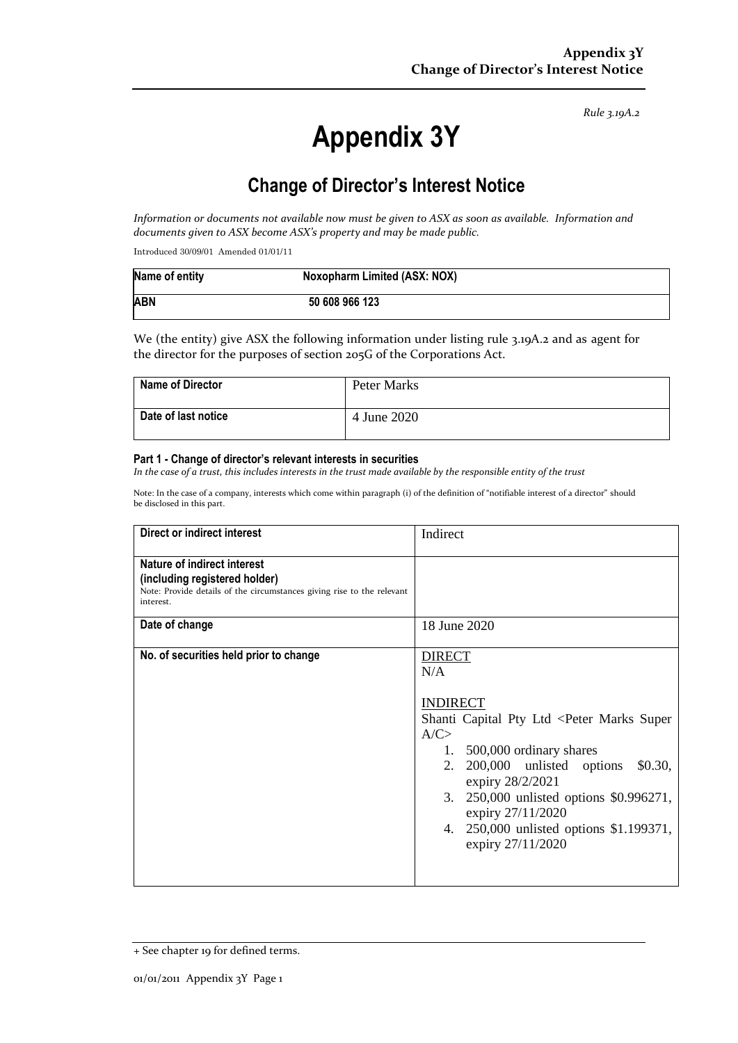*Rule 3.19A.2*

# Appendix 3Y

## Change of Director's Interest Notice

*Information or documents not available now must be given to ASX as soon as available. Information and documents given to ASX become ASX's property and may be made public.*

Introduced 30/09/01 Amended 01/01/11

| **Name of entity** | **Noxopharm Limited (ASX: NOX)** |
|---|---|
| **ABN** | **50 608 966 123** |

We (the entity) give ASX the following information under listing rule 3.19A.2 and as agent for the director for the purposes of section 205G of the Corporations Act.

| **Name of Director** | Peter Marks |
|---|---|
| **Date of last notice** | 4 June 2020 |

#### Part 1 - Change of director's relevant interests in securities

*In the case of a trust, this includes interests in the trust made available by the responsible entity of the trust*

Note: In the case of a company, interests which come within paragraph (i) of the definition of "notifiable interest of a director" should be disclosed in this part.

| **Direct or indirect interest** | Indirect |
|---|---|
| **Nature of indirect interest (including registered holder)**<br>Note: Provide details of the circumstances giving rise to the relevant interest. | |
| **Date of change** | 18 June 2020 |
| **No. of securities held prior to change** | <u>DIRECT</u><br>N/A<br><br><u>INDIRECT</u><br>Shanti Capital Pty Ltd <Peter Marks Super A/C><br>1. 500,000 ordinary shares<br>2. 200,000 unlisted options $0.30, expiry 28/2/2021<br>3. 250,000 unlisted options $0.996271, expiry 27/11/2020<br>4. 250,000 unlisted options $1.199371, expiry 27/11/2020 |

+ See chapter 19 for defined terms.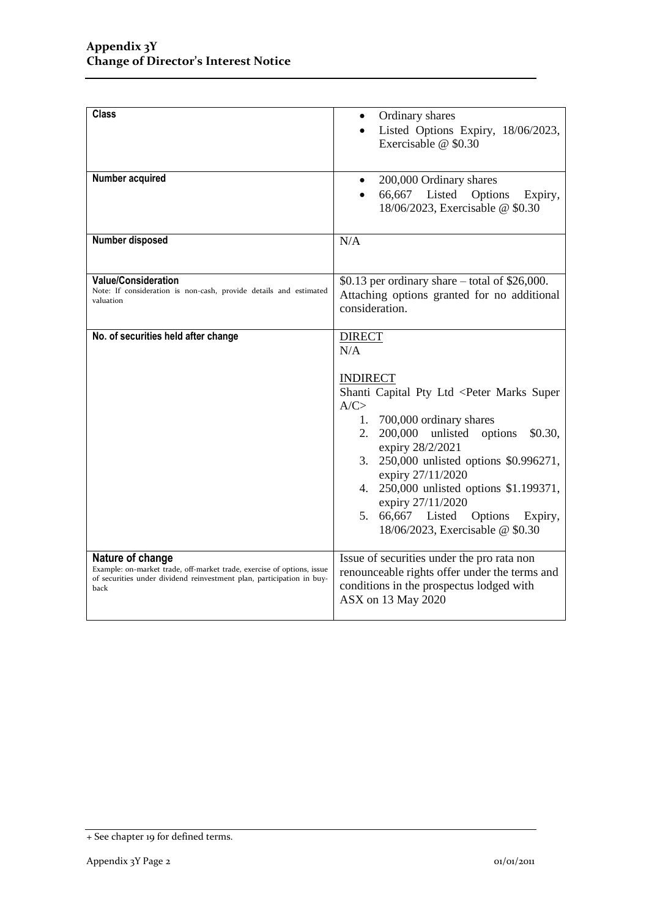| | |
|---|---|
| **Class** | • Ordinary shares<br>• Listed Options Expiry, 18/06/2023, Exercisable @ $0.30 |
| **Number acquired** | • 200,000 Ordinary shares<br>• 66,667 Listed Options Expiry, 18/06/2023, Exercisable @ $0.30 |
| **Number disposed** | N/A |
| **Value/Consideration**<br>Note: If consideration is non-cash, provide details and estimated valuation | $0.13 per ordinary share – total of $26,000. Attaching options granted for no additional consideration. |
| **No. of securities held after change** | DIRECT<br>N/A<br><br>INDIRECT<br>Shanti Capital Pty Ltd <Peter Marks Super A/C><br>1. 700,000 ordinary shares<br>2. 200,000 unlisted options $0.30, expiry 28/2/2021<br>3. 250,000 unlisted options $0.996271, expiry 27/11/2020<br>4. 250,000 unlisted options $1.199371, expiry 27/11/2020<br>5. 66,667 Listed Options Expiry, 18/06/2023, Exercisable @ $0.30 |
| **Nature of change**<br>Example: on-market trade, off-market trade, exercise of options, issue of securities under dividend reinvestment plan, participation in buy-back | Issue of securities under the pro rata non renounceable rights offer under the terms and conditions in the prospectus lodged with ASX on 13 May 2020 |

+ See chapter 19 for defined terms.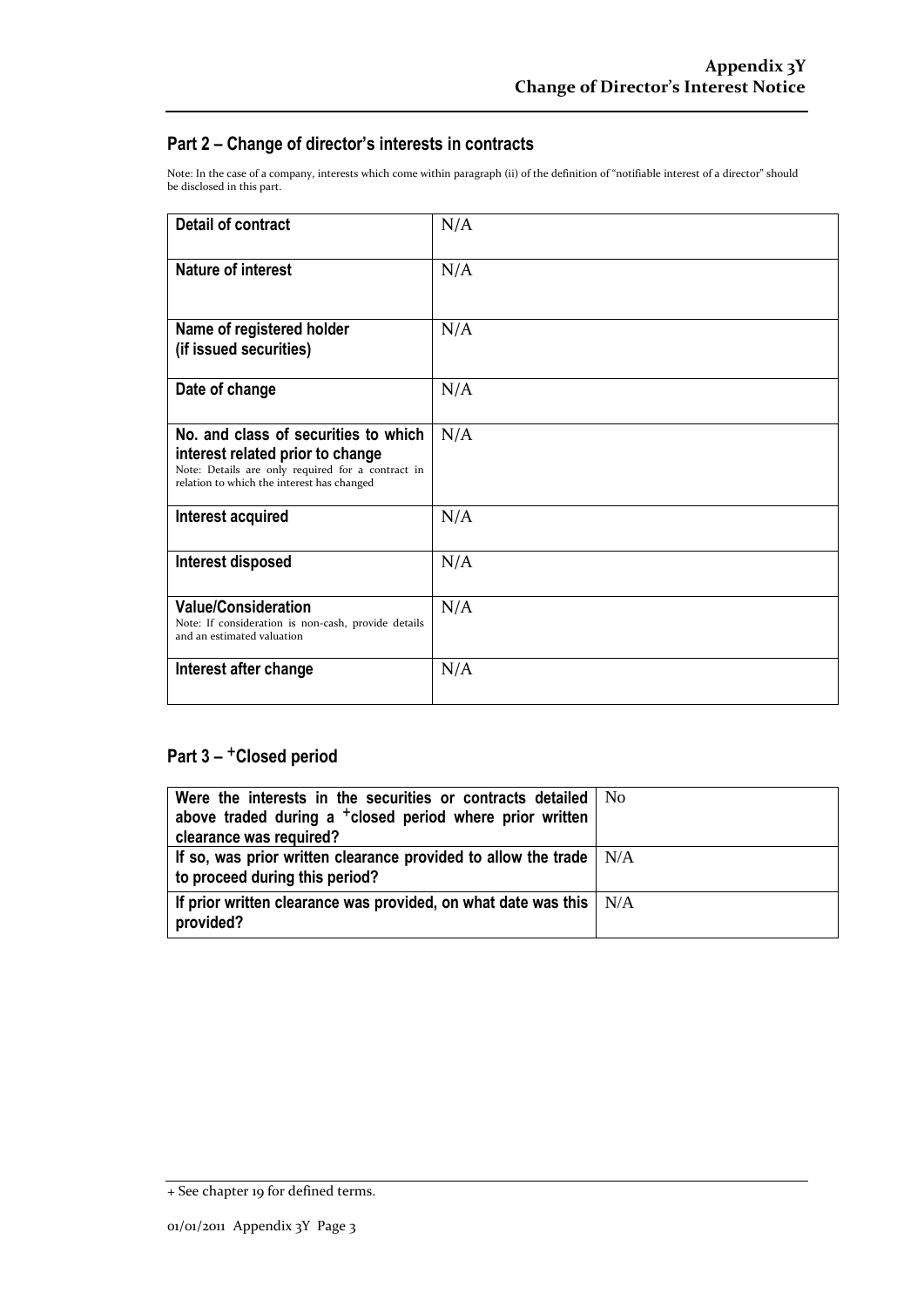## Part 2 – Change of director's interests in contracts

Note: In the case of a company, interests which come within paragraph (ii) of the definition of "notifiable interest of a director" should be disclosed in this part.

| | |
|---|---|
| **Detail of contract** | N/A |
| **Nature of interest** | N/A |
| **Name of registered holder (if issued securities)** | N/A |
| **Date of change** | N/A |
| **No. and class of securities to which interest related prior to change** Note: Details are only required for a contract in relation to which the interest has changed | N/A |
| **Interest acquired** | N/A |
| **Interest disposed** | N/A |
| **Value/Consideration** Note: If consideration is non-cash, provide details and an estimated valuation | N/A |
| **Interest after change** | N/A |

## Part 3 – +Closed period

| | |
|---|---|
| **Were the interests in the securities or contracts detailed above traded during a +closed period where prior written clearance was required?** | No |
| **If so, was prior written clearance provided to allow the trade to proceed during this period?** | N/A |
| **If prior written clearance was provided, on what date was this provided?** | N/A |

+ See chapter 19 for defined terms.